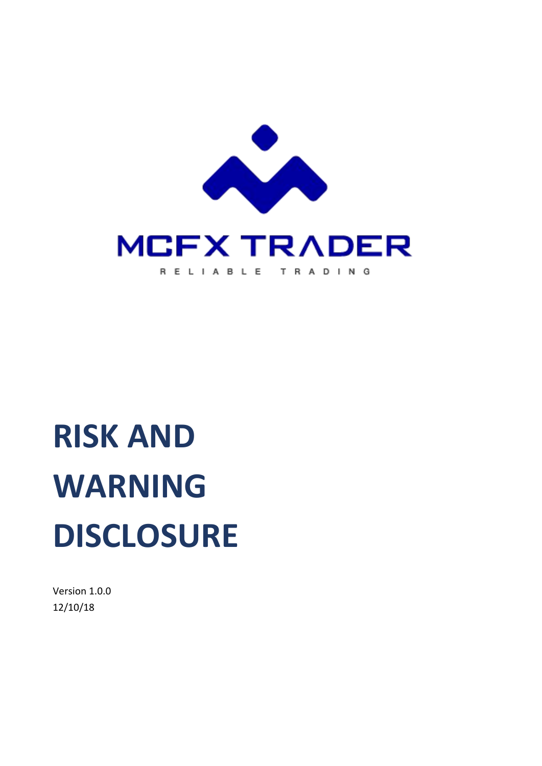MCFX TRADER

RELIABLE TRADING

# RISK AND WARNING DISCLOSURE

Version 1.0.0
12/10/18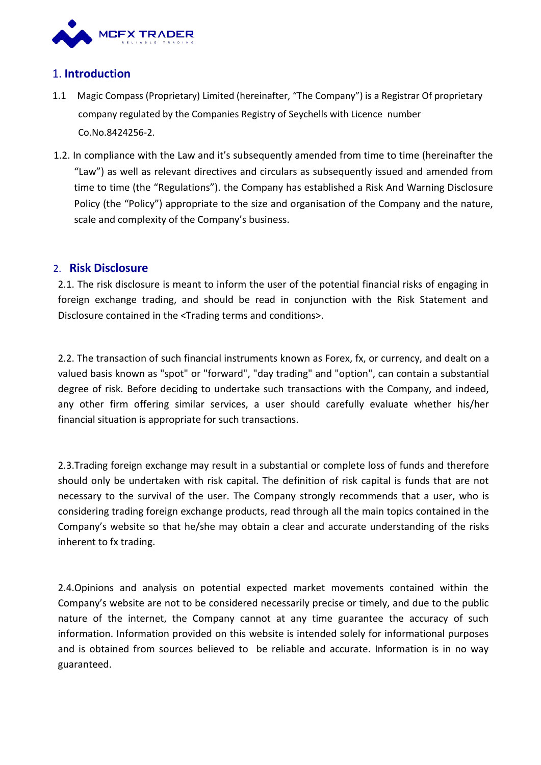## 1. Introduction

1.1 Magic Compass (Proprietary) Limited (hereinafter, “The Company”) is a Registrar Of proprietary company regulated by the Companies Registry of Seychelles with Licence number Co.No.8424256-2.

1.2. In compliance with the Law and it’s subsequently amended from time to time (hereinafter the “Law”) as well as relevant directives and circulars as subsequently issued and amended from time to time (the “Regulations”). the Company has established a Risk And Warning Disclosure Policy (the “Policy”) appropriate to the size and organisation of the Company and the nature, scale and complexity of the Company’s business.

## 2. Risk Disclosure

2.1. The risk disclosure is meant to inform the user of the potential financial risks of engaging in foreign exchange trading, and should be read in conjunction with the Risk Statement and Disclosure contained in the <Trading terms and conditions>.

2.2. The transaction of such financial instruments known as Forex, fx, or currency, and dealt on a valued basis known as "spot" or "forward", "day trading" and "option", can contain a substantial degree of risk. Before deciding to undertake such transactions with the Company, and indeed, any other firm offering similar services, a user should carefully evaluate whether his/her financial situation is appropriate for such transactions.

2.3.Trading foreign exchange may result in a substantial or complete loss of funds and therefore should only be undertaken with risk capital. The definition of risk capital is funds that are not necessary to the survival of the user. The Company strongly recommends that a user, who is considering trading foreign exchange products, read through all the main topics contained in the Company’s website so that he/she may obtain a clear and accurate understanding of the risks inherent to fx trading.

2.4.Opinions and analysis on potential expected market movements contained within the Company’s website are not to be considered necessarily precise or timely, and due to the public nature of the internet, the Company cannot at any time guarantee the accuracy of such information. Information provided on this website is intended solely for informational purposes and is obtained from sources believed to be reliable and accurate. Information is in no way guaranteed.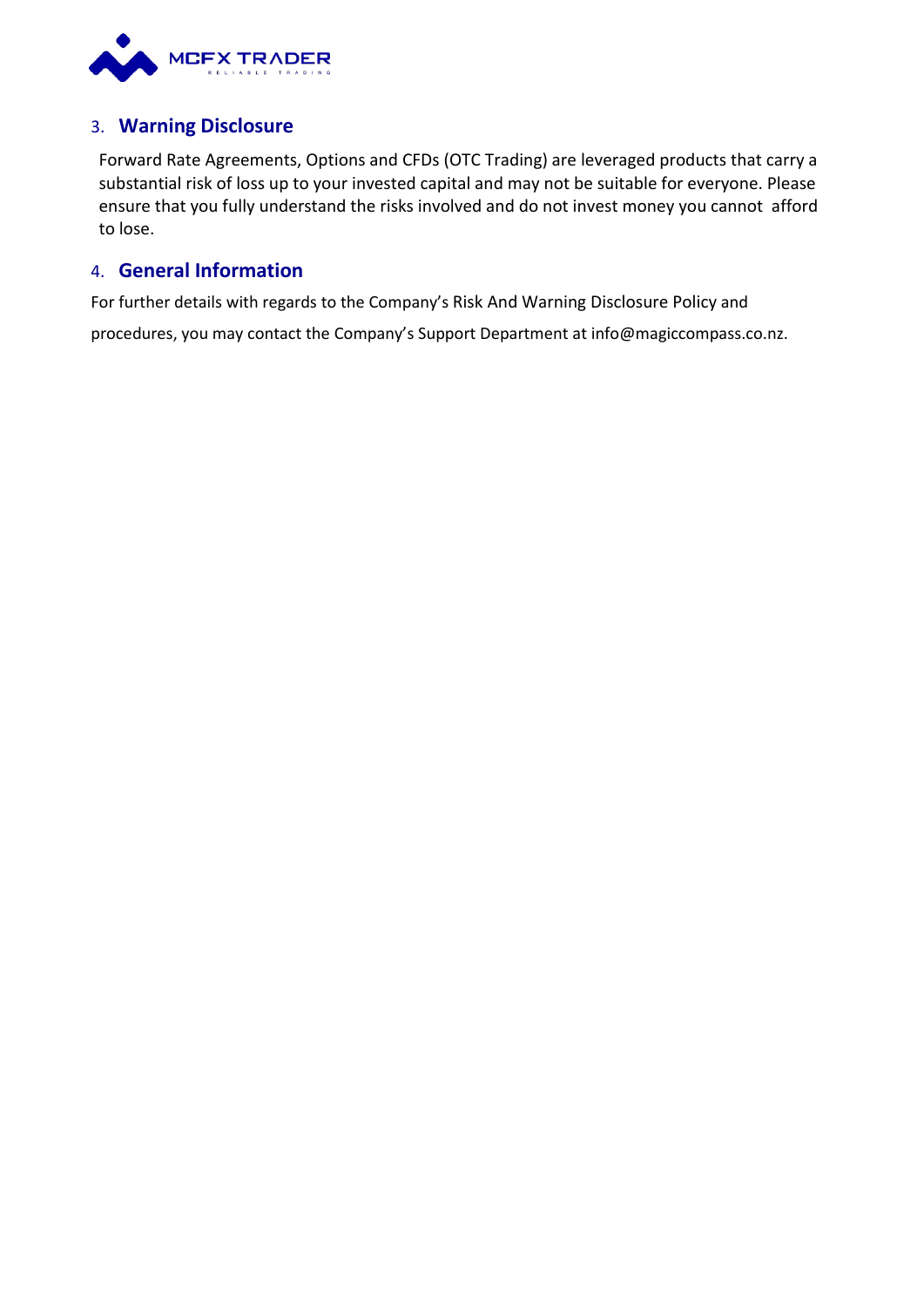## 3. Warning Disclosure

Forward Rate Agreements, Options and CFDs (OTC Trading) are leveraged products that carry a substantial risk of loss up to your invested capital and may not be suitable for everyone. Please ensure that you fully understand the risks involved and do not invest money you cannot afford to lose.

## 4. General Information

For further details with regards to the Company's Risk And Warning Disclosure Policy and procedures, you may contact the Company's Support Department at info@magiccompass.co.nz.